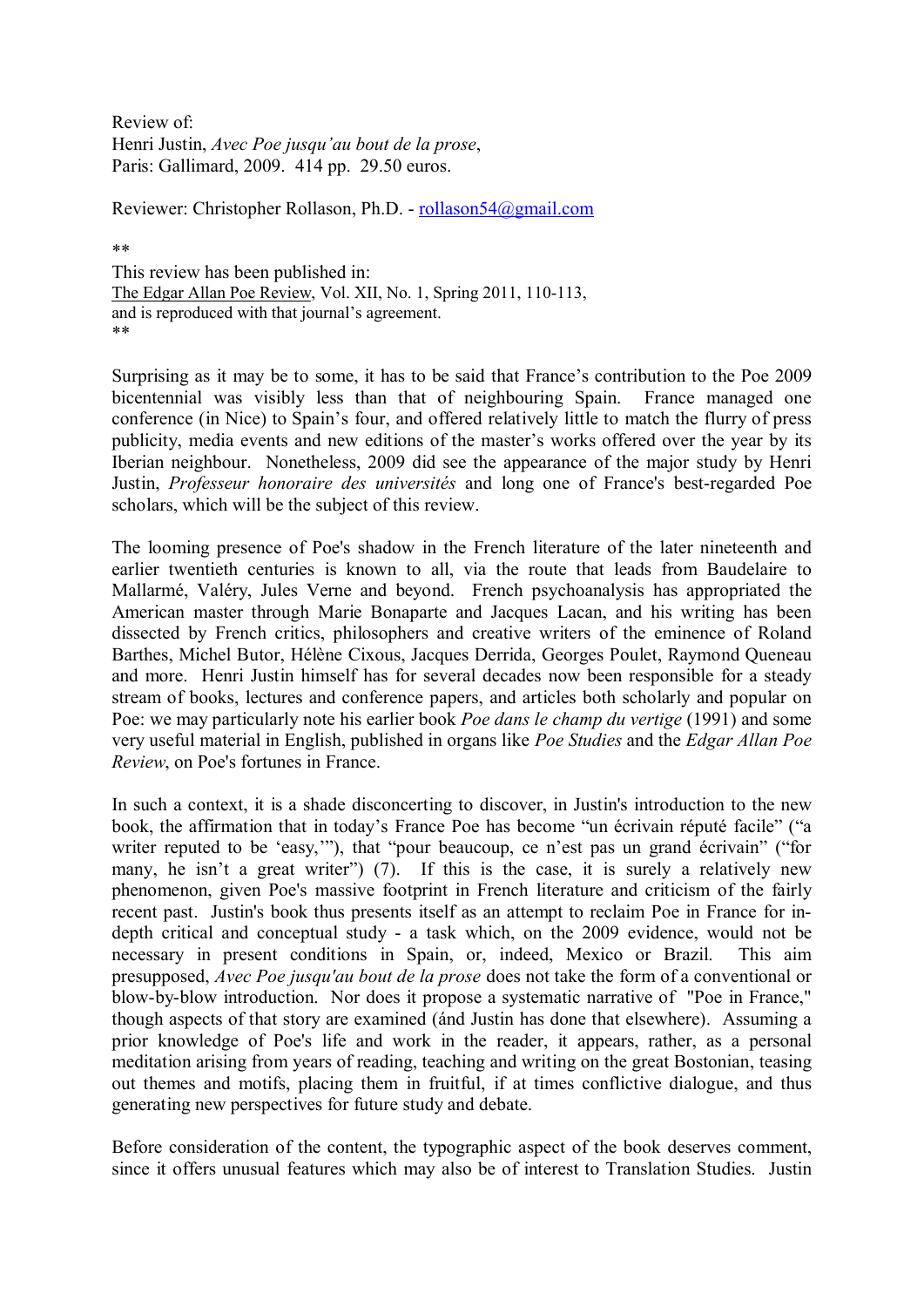Review of:
Henri Justin, *Avec Poe jusqu'au bout de la prose*,
Paris: Gallimard, 2009. 414 pp. 29.50 euros.

Reviewer: Christopher Rollason, Ph.D. - rollason54@gmail.com

**
This review has been published in:
The Edgar Allan Poe Review, Vol. XII, No. 1, Spring 2011, 110-113,
and is reproduced with that journal's agreement.
**

Surprising as it may be to some, it has to be said that France's contribution to the Poe 2009 bicentennial was visibly less than that of neighbouring Spain. France managed one conference (in Nice) to Spain's four, and offered relatively little to match the flurry of press publicity, media events and new editions of the master's works offered over the year by its Iberian neighbour. Nonetheless, 2009 did see the appearance of the major study by Henri Justin, *Professeur honoraire des universités* and long one of France's best-regarded Poe scholars, which will be the subject of this review.

The looming presence of Poe's shadow in the French literature of the later nineteenth and earlier twentieth centuries is known to all, via the route that leads from Baudelaire to Mallarmé, Valéry, Jules Verne and beyond. French psychoanalysis has appropriated the American master through Marie Bonaparte and Jacques Lacan, and his writing has been dissected by French critics, philosophers and creative writers of the eminence of Roland Barthes, Michel Butor, Hélène Cixous, Jacques Derrida, Georges Poulet, Raymond Queneau and more. Henri Justin himself has for several decades now been responsible for a steady stream of books, lectures and conference papers, and articles both scholarly and popular on Poe: we may particularly note his earlier book *Poe dans le champ du vertige* (1991) and some very useful material in English, published in organs like *Poe Studies* and the *Edgar Allan Poe Review*, on Poe's fortunes in France.

In such a context, it is a shade disconcerting to discover, in Justin's introduction to the new book, the affirmation that in today's France Poe has become "un écrivain réputé facile" ("a writer reputed to be 'easy,'"), that "pour beaucoup, ce n'est pas un grand écrivain" ("for many, he isn't a great writer") (7). If this is the case, it is surely a relatively new phenomenon, given Poe's massive footprint in French literature and criticism of the fairly recent past. Justin's book thus presents itself as an attempt to reclaim Poe in France for in-depth critical and conceptual study - a task which, on the 2009 evidence, would not be necessary in present conditions in Spain, or, indeed, Mexico or Brazil. This aim presupposed, *Avec Poe jusqu'au bout de la prose* does not take the form of a conventional or blow-by-blow introduction. Nor does it propose a systematic narrative of "Poe in France," though aspects of that story are examined (ánd Justin has done that elsewhere). Assuming a prior knowledge of Poe's life and work in the reader, it appears, rather, as a personal meditation arising from years of reading, teaching and writing on the great Bostonian, teasing out themes and motifs, placing them in fruitful, if at times conflictive dialogue, and thus generating new perspectives for future study and debate.

Before consideration of the content, the typographic aspect of the book deserves comment, since it offers unusual features which may also be of interest to Translation Studies. Justin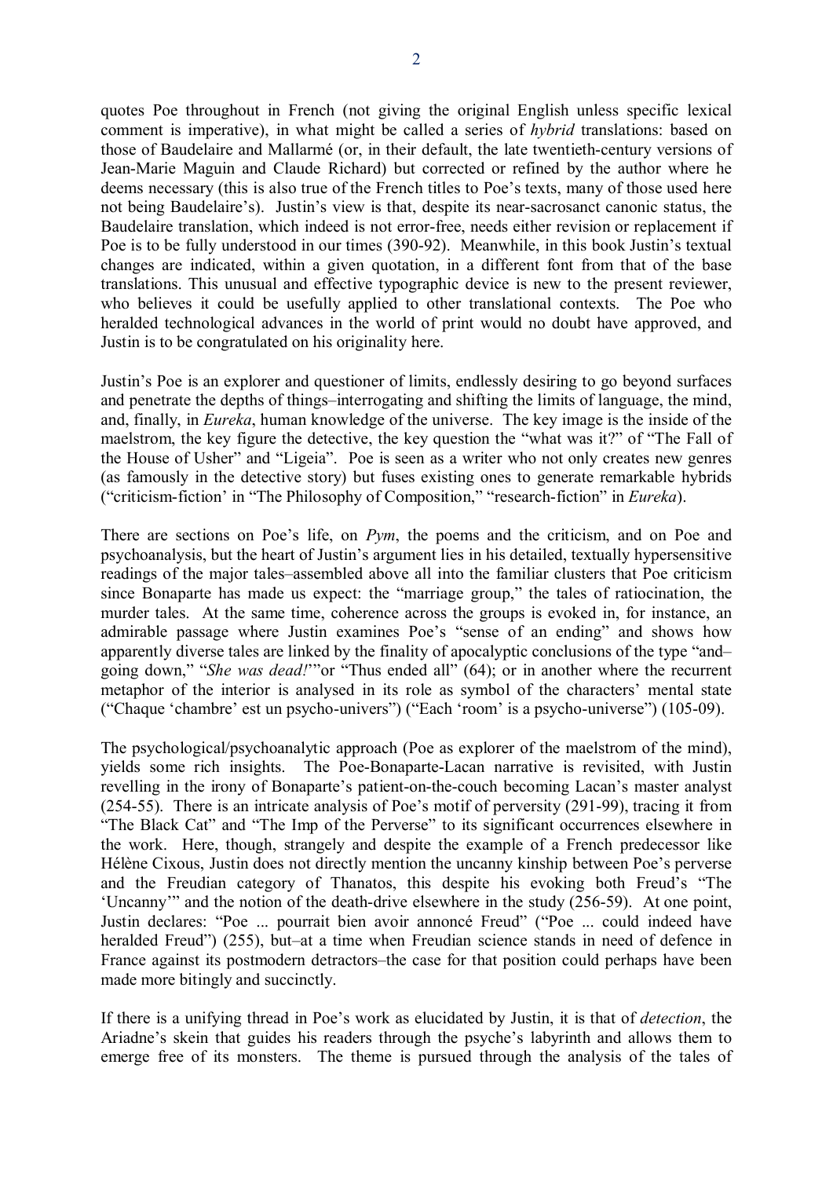quotes Poe throughout in French (not giving the original English unless specific lexical comment is imperative), in what might be called a series of *hybrid* translations: based on those of Baudelaire and Mallarmé (or, in their default, the late twentieth-century versions of Jean-Marie Maguin and Claude Richard) but corrected or refined by the author where he deems necessary (this is also true of the French titles to Poe's texts, many of those used here not being Baudelaire's). Justin's view is that, despite its near-sacrosanct canonic status, the Baudelaire translation, which indeed is not error-free, needs either revision or replacement if Poe is to be fully understood in our times (390-92). Meanwhile, in this book Justin's textual changes are indicated, within a given quotation, in a different font from that of the base translations. This unusual and effective typographic device is new to the present reviewer, who believes it could be usefully applied to other translational contexts. The Poe who heralded technological advances in the world of print would no doubt have approved, and Justin is to be congratulated on his originality here.

Justin's Poe is an explorer and questioner of limits, endlessly desiring to go beyond surfaces and penetrate the depths of things–interrogating and shifting the limits of language, the mind, and, finally, in *Eureka*, human knowledge of the universe. The key image is the inside of the maelstrom, the key figure the detective, the key question the "what was it?" of "The Fall of the House of Usher" and "Ligeia". Poe is seen as a writer who not only creates new genres (as famously in the detective story) but fuses existing ones to generate remarkable hybrids ("criticism-fiction' in "The Philosophy of Composition," "research-fiction" in *Eureka*).

There are sections on Poe's life, on *Pym*, the poems and the criticism, and on Poe and psychoanalysis, but the heart of Justin's argument lies in his detailed, textually hypersensitive readings of the major tales–assembled above all into the familiar clusters that Poe criticism since Bonaparte has made us expect: the "marriage group," the tales of ratiocination, the murder tales. At the same time, coherence across the groups is evoked in, for instance, an admirable passage where Justin examines Poe's "sense of an ending" and shows how apparently diverse tales are linked by the finality of apocalyptic conclusions of the type "and–going down," "*She was dead!*""or "Thus ended all" (64); or in another where the recurrent metaphor of the interior is analysed in its role as symbol of the characters' mental state ("Chaque 'chambre' est un psycho-univers") ("Each 'room' is a psycho-universe") (105-09).

The psychological/psychoanalytic approach (Poe as explorer of the maelstrom of the mind), yields some rich insights. The Poe-Bonaparte-Lacan narrative is revisited, with Justin revelling in the irony of Bonaparte's patient-on-the-couch becoming Lacan's master analyst (254-55). There is an intricate analysis of Poe's motif of perversity (291-99), tracing it from "The Black Cat" and "The Imp of the Perverse" to its significant occurrences elsewhere in the work. Here, though, strangely and despite the example of a French predecessor like Hélène Cixous, Justin does not directly mention the uncanny kinship between Poe's perverse and the Freudian category of Thanatos, this despite his evoking both Freud's "The 'Uncanny'" and the notion of the death-drive elsewhere in the study (256-59). At one point, Justin declares: "Poe ... pourrait bien avoir annoncé Freud" ("Poe ... could indeed have heralded Freud") (255), but–at a time when Freudian science stands in need of defence in France against its postmodern detractors–the case for that position could perhaps have been made more bitingly and succinctly.

If there is a unifying thread in Poe's work as elucidated by Justin, it is that of *detection*, the Ariadne's skein that guides his readers through the psyche's labyrinth and allows them to emerge free of its monsters. The theme is pursued through the analysis of the tales of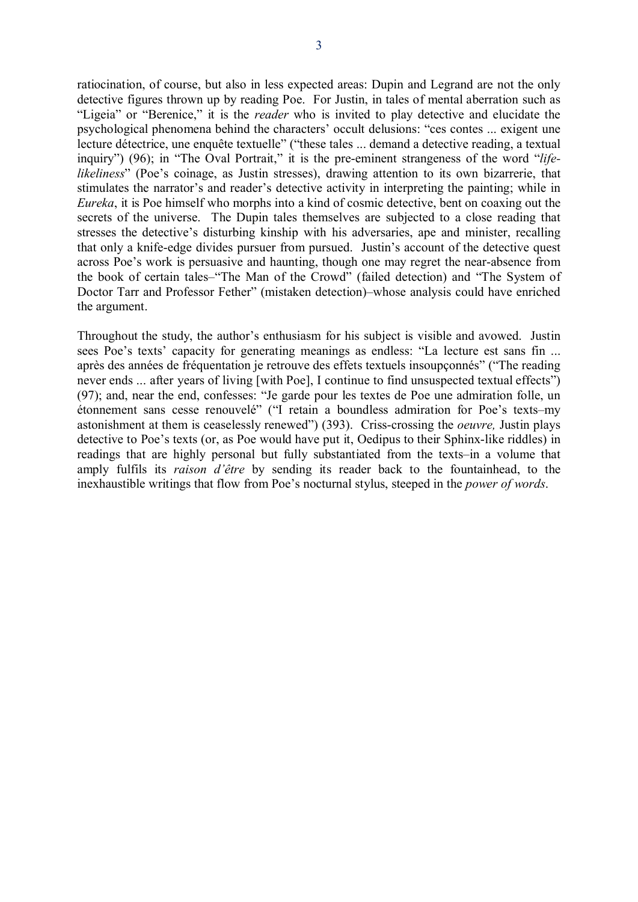ratiocination, of course, but also in less expected areas: Dupin and Legrand are not the only detective figures thrown up by reading Poe. For Justin, in tales of mental aberration such as "Ligeia" or "Berenice," it is the *reader* who is invited to play detective and elucidate the psychological phenomena behind the characters' occult delusions: "ces contes ... exigent une lecture détectrice, une enquête textuelle" ("these tales ... demand a detective reading, a textual inquiry") (96); in "The Oval Portrait," it is the pre-eminent strangeness of the word "*life-likeliness*" (Poe's coinage, as Justin stresses), drawing attention to its own bizarrerie, that stimulates the narrator's and reader's detective activity in interpreting the painting; while in *Eureka*, it is Poe himself who morphs into a kind of cosmic detective, bent on coaxing out the secrets of the universe. The Dupin tales themselves are subjected to a close reading that stresses the detective's disturbing kinship with his adversaries, ape and minister, recalling that only a knife-edge divides pursuer from pursued. Justin's account of the detective quest across Poe's work is persuasive and haunting, though one may regret the near-absence from the book of certain tales–"The Man of the Crowd" (failed detection) and "The System of Doctor Tarr and Professor Fether" (mistaken detection)–whose analysis could have enriched the argument.

Throughout the study, the author's enthusiasm for his subject is visible and avowed. Justin sees Poe's texts' capacity for generating meanings as endless: "La lecture est sans fin ... après des années de fréquentation je retrouve des effets textuels insoupçonnés" ("The reading never ends ... after years of living [with Poe], I continue to find unsuspected textual effects") (97); and, near the end, confesses: "Je garde pour les textes de Poe une admiration folle, un étonnement sans cesse renouvelé" ("I retain a boundless admiration for Poe's texts–my astonishment at them is ceaselessly renewed") (393). Criss-crossing the *oeuvre,* Justin plays detective to Poe's texts (or, as Poe would have put it, Oedipus to their Sphinx-like riddles) in readings that are highly personal but fully substantiated from the texts–in a volume that amply fulfils its *raison d'être* by sending its reader back to the fountainhead, to the inexhaustible writings that flow from Poe's nocturnal stylus, steeped in the *power of words*.